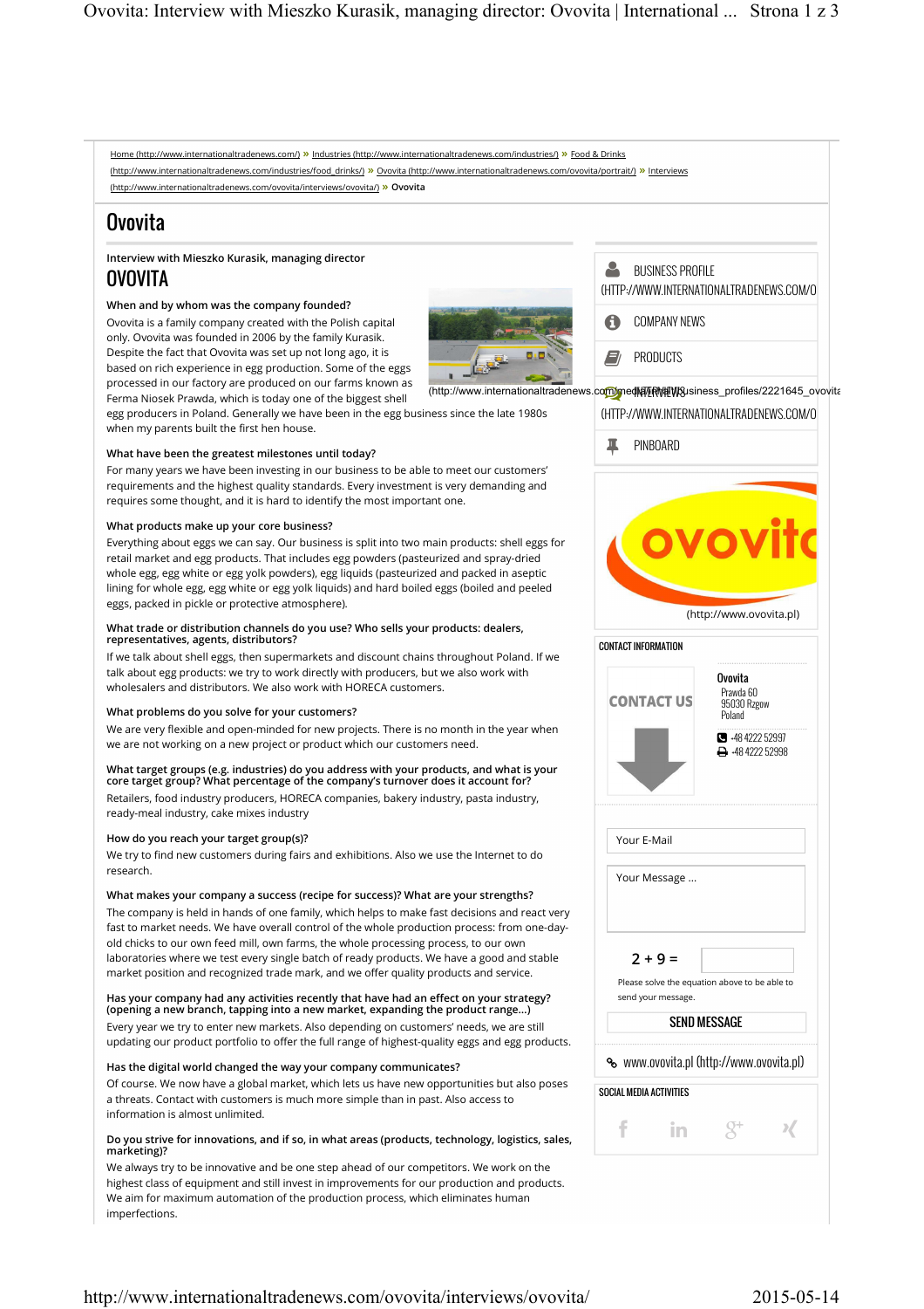Home (http://www.internationaltradenews.com/) » Industries (http://www.internationaltradenews.com/industries/) » Food & Drinks (http://www.internationaltradenews.com/industries/food_drinks/) » Ovovita (http://www.internationaltradenews.com/ovovita/portrait/) » Interviews (http://www.internationaltradenews.com/ovovita/interviews/ovovita/) » Ovovita

# Ovovita

Interview with Mieszko Kurasik, managing director

## OVOVITA

**When and by whom was the company founded?**

Ovovita is a family company created with the Polish capital only. Ovovita was founded in 2006 by the family Kurasik. Despite the fact that Ovovita was set up not long ago, it is based on rich experience in egg production. Some of the eggs processed in our factory are produced on our farms known as Ferma Niosek Prawda, which is today one of the biggest shell egg producers in Poland. Generally we have been in the egg business since the late 1980s when my parents built the first hen house.

(http://www.internationaltradenews.com/media/business_profiles/2221645_ovovita

**What have been the greatest milestones until today?**

For many years we have been investing in our business to be able to meet our customers' requirements and the highest quality standards. Every investment is very demanding and requires some thought, and it is hard to identify the most important one.

**What products make up your core business?**

Everything about eggs we can say. Our business is split into two main products: shell eggs for retail market and egg products. That includes egg powders (pasteurized and spray-dried whole egg, egg white or egg yolk powders), egg liquids (pasteurized and packed in aseptic lining for whole egg, egg white or egg yolk liquids) and hard boiled eggs (boiled and peeled eggs, packed in pickle or protective atmosphere).

**What trade or distribution channels do you use? Who sells your products: dealers, representatives, agents, distributors?**

If we talk about shell eggs, then supermarkets and discount chains throughout Poland. If we talk about egg products: we try to work directly with producers, but we also work with wholesalers and distributors. We also work with HORECA customers.

**What problems do you solve for your customers?**

We are very flexible and open-minded for new projects. There is no month in the year when we are not working on a new project or product which our customers need.

**What target groups (e.g. industries) do you address with your products, and what is your core target group? What percentage of the company's turnover does it account for?**

Retailers, food industry producers, HORECA companies, bakery industry, pasta industry, ready-meal industry, cake mixes industry

**How do you reach your target group(s)?**

We try to find new customers during fairs and exhibitions. Also we use the Internet to do research.

**What makes your company a success (recipe for success)? What are your strengths?**

The company is held in hands of one family, which helps to make fast decisions and react very fast to market needs. We have overall control of the whole production process: from one-day-old chicks to our own feed mill, own farms, the whole processing process, to our own laboratories where we test every single batch of ready products. We have a good and stable market position and recognized trade mark, and we offer quality products and service.

**Has your company had any activities recently that have had an effect on your strategy? (opening a new branch, tapping into a new market, expanding the product range...)**

Every year we try to enter new markets. Also depending on customers' needs, we are still updating our product portfolio to offer the full range of highest-quality eggs and egg products.

**Has the digital world changed the way your company communicates?**

Of course. We now have a global market, which lets us have new opportunities but also poses a threats. Contact with customers is much more simple than in past. Also access to information is almost unlimited.

**Do you strive for innovations, and if so, in what areas (products, technology, logistics, sales, marketing)?**

We always try to be innovative and be one step ahead of our competitors. We work on the highest class of equipment and still invest in improvements for our production and products. We aim for maximum automation of the production process, which eliminates human imperfections.

---

BUSINESS PROFILE (HTTP://WWW.INTERNATIONALTRADENEWS.COM/O

COMPANY NEWS

PRODUCTS

INTERVIEWS (HTTP://WWW.INTERNATIONALTRADENEWS.COM/O

PINBOARD

(http://www.ovovita.pl)

CONTACT INFORMATION

CONTACT US

Ovovita
Prawda 60
95030 Rzgow
Poland

+48 4222 52997
+48 4222 52998

Your E-Mail

Your Message ...

2 + 9 =

Please solve the equation above to be able to send your message.

SEND MESSAGE

www.ovovita.pl (http://www.ovovita.pl)

SOCIAL MEDIA ACTIVITIES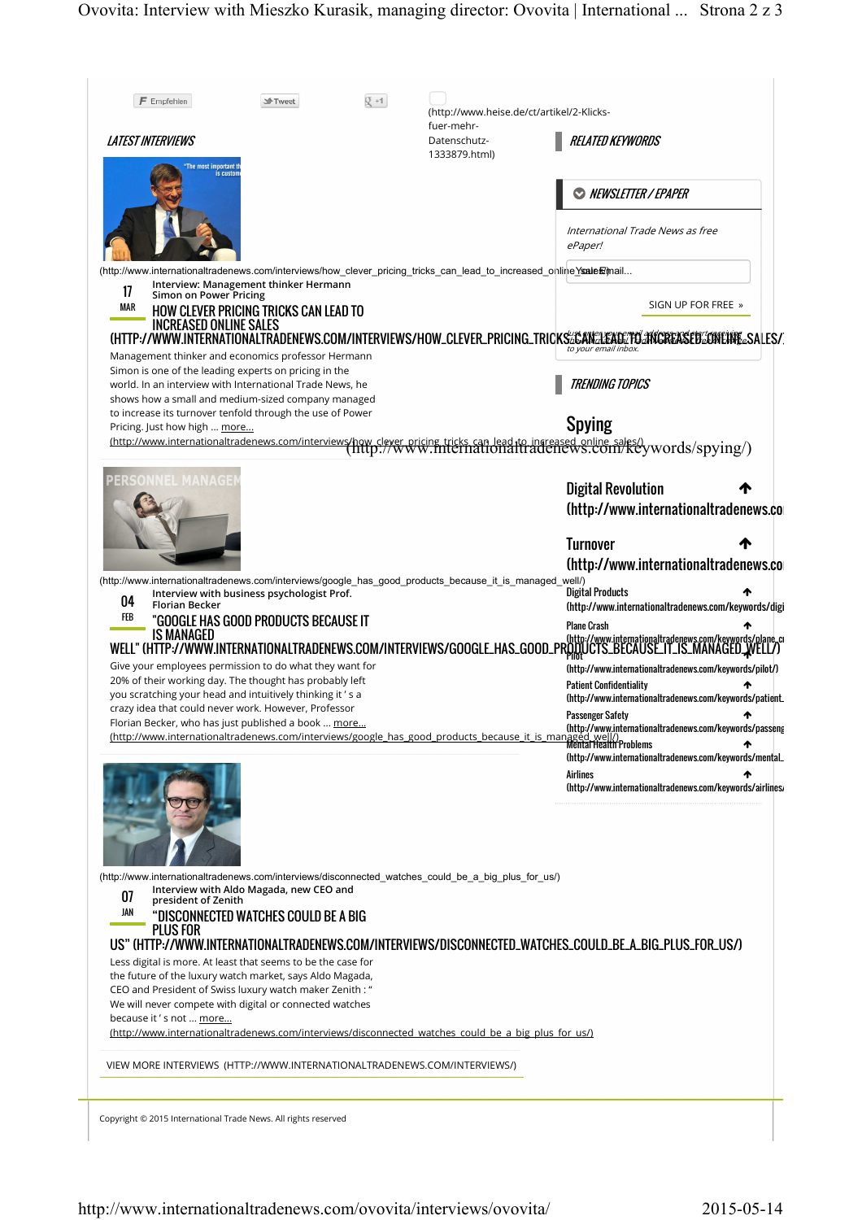Empfehlen Tweet +1

(http://www.heise.de/ct/artikel/2-Klicks-fuer-mehr-Datenschutz-1333879.html)

## LATEST INTERVIEWS

(http://www.internationaltradenews.com/interviews/how_clever_pricing_tricks_can_lead_to_increased_online_sales/)

17 MAR

Interview: Management thinker Hermann Simon on Power Pricing

### HOW CLEVER PRICING TRICKS CAN LEAD TO INCREASED ONLINE SALES (HTTP://WWW.INTERNATIONALTRADENEWS.COM/INTERVIEWS/HOW_CLEVER_PRICING_TRICKS_CAN_LEAD_TO_INCREASED_ONLINE_SALES/)

Management thinker and economics professor Hermann Simon is one of the leading experts on pricing in the world. In an interview with International Trade News, he shows how a small and medium-sized company managed to increase its turnover tenfold through the use of Power Pricing. Just how high ... more... (http://www.internationaltradenews.com/interviews/how_clever_pricing_tricks_can_lead_to_increased_online_sales/)

(http://www.internationaltradenews.com/interviews/google_has_good_products_because_it_is_managed_well/)

04 FEB

Interview with business psychologist Prof. Florian Becker

### "GOOGLE HAS GOOD PRODUCTS BECAUSE IT IS MANAGED WELL" (HTTP://WWW.INTERNATIONALTRADENEWS.COM/INTERVIEWS/GOOGLE_HAS_GOOD_PRODUCTS_BECAUSE_IT_IS_MANAGED_WELL/)

Give your employees permission to do what they want for 20% of their working day. The thought has probably left you scratching your head and intuitively thinking it ' s a crazy idea that could never work. However, Professor Florian Becker, who has just published a book ... more... (http://www.internationaltradenews.com/interviews/google_has_good_products_because_it_is_managed_well/)

(http://www.internationaltradenews.com/interviews/disconnected_watches_could_be_a_big_plus_for_us/)

07 JAN

Interview with Aldo Magada, new CEO and president of Zenith

### "DISCONNECTED WATCHES COULD BE A BIG PLUS FOR US" (HTTP://WWW.INTERNATIONALTRADENEWS.COM/INTERVIEWS/DISCONNECTED_WATCHES_COULD_BE_A_BIG_PLUS_FOR_US/)

Less digital is more. At least that seems to be the case for the future of the luxury watch market, says Aldo Magada, CEO and President of Swiss luxury watch maker Zenith : " We will never compete with digital or connected watches because it ' s not ... more... (http://www.internationaltradenews.com/interviews/disconnected_watches_could_be_a_big_plus_for_us/)

VIEW MORE INTERVIEWS (HTTP://WWW.INTERNATIONALTRADENEWS.COM/INTERVIEWS/)

## RELATED KEYWORDS

## NEWSLETTER / EPAPER

*International Trade News as free ePaper!*

Your Email...

SIGN UP FOR FREE »

*Just enter your email address and receive it directly to your email inbox.*

## TRENDING TOPICS

- Spying (http://www.internationaltradenews.com/keywords/spying/)
- Digital Revolution (http://www.internationaltradenews.co
- Turnover (http://www.internationaltradenews.co
- Digital Products (http://www.internationaltradenews.com/keywords/digi
- Plane Crash (http://www.internationaltradenews.com/keywords/plane_c
- Pilot (http://www.internationaltradenews.com/keywords/pilot/)
- Patient Confidentiality (http://www.internationaltradenews.com/keywords/patient_
- Passenger Safety (http://www.internationaltradenews.com/keywords/passeng
- Mental Health Problems (http://www.internationaltradenews.com/keywords/mental_
- Airlines (http://www.internationaltradenews.com/keywords/airlines/

Copyright © 2015 International Trade News. All rights reserved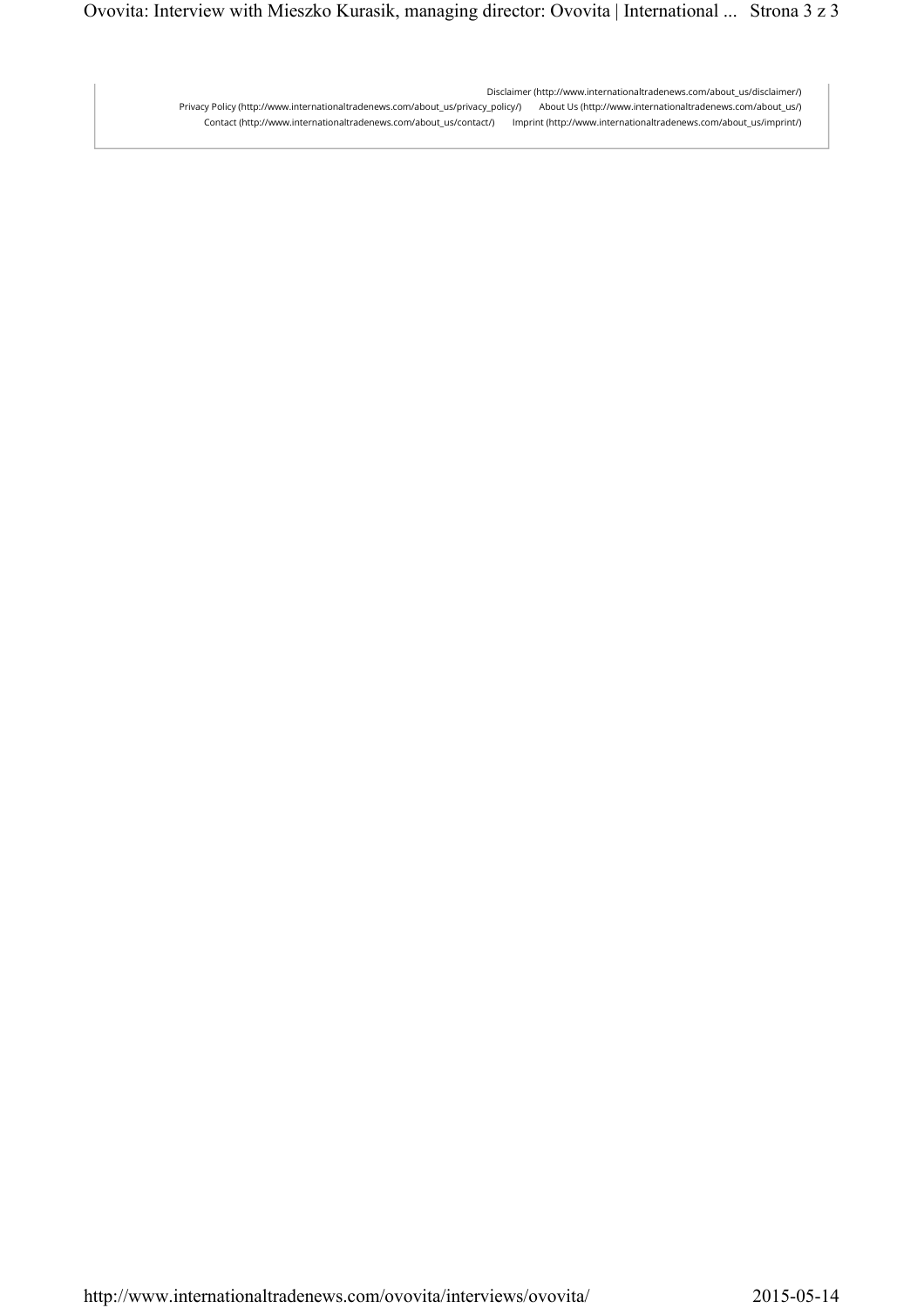Disclaimer (http://www.internationaltradenews.com/about_us/disclaimer/)
Privacy Policy (http://www.internationaltradenews.com/about_us/privacy_policy/) About Us (http://www.internationaltradenews.com/about_us/)
Contact (http://www.internationaltradenews.com/about_us/contact/) Imprint (http://www.internationaltradenews.com/about_us/imprint/)